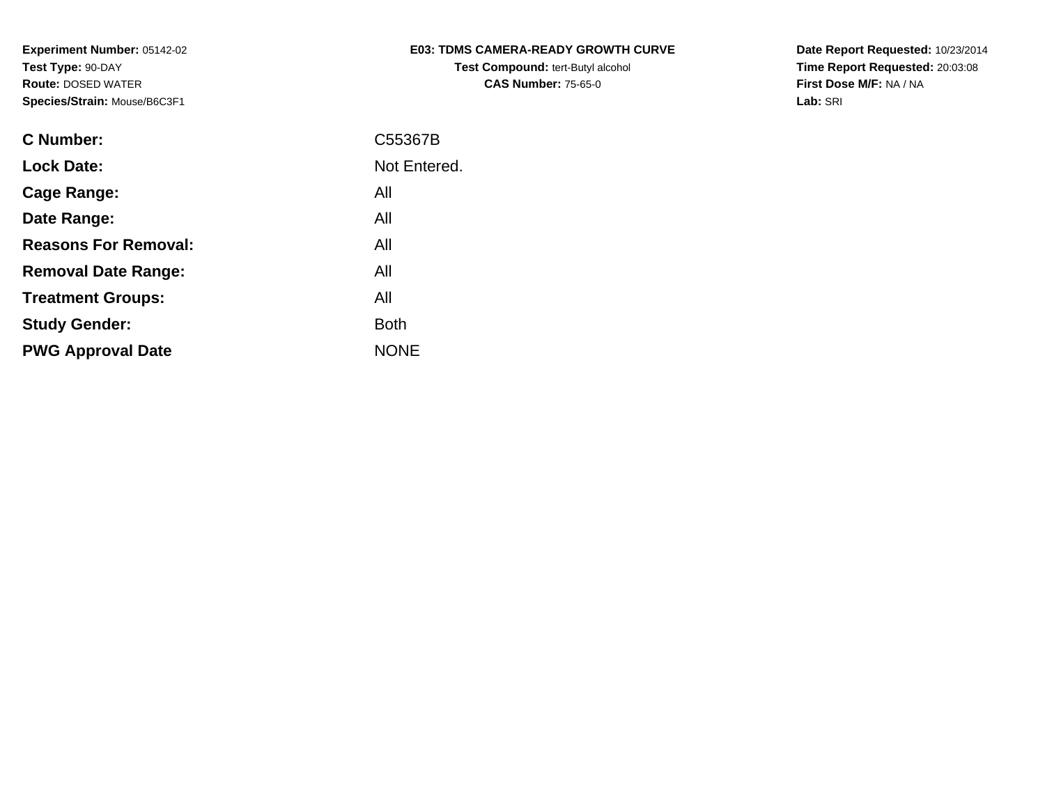**Experiment Number:** 05142-02
**Test Type:** 90-DAY
**Route:** DOSED WATER
**Species/Strain:** Mouse/B6C3F1

**E03: TDMS CAMERA-READY GROWTH CURVE**
**Test Compound:** tert-Butyl alcohol
**CAS Number:** 75-65-0

**Date Report Requested:** 10/23/2014
**Time Report Requested:** 20:03:08
**First Dose M/F:** NA / NA
**Lab:** SRI

| | |
|---|---|
| **C Number:** | C55367B |
| **Lock Date:** | Not Entered. |
| **Cage Range:** | All |
| **Date Range:** | All |
| **Reasons For Removal:** | All |
| **Removal Date Range:** | All |
| **Treatment Groups:** | All |
| **Study Gender:** | Both |
| **PWG Approval Date** | NONE |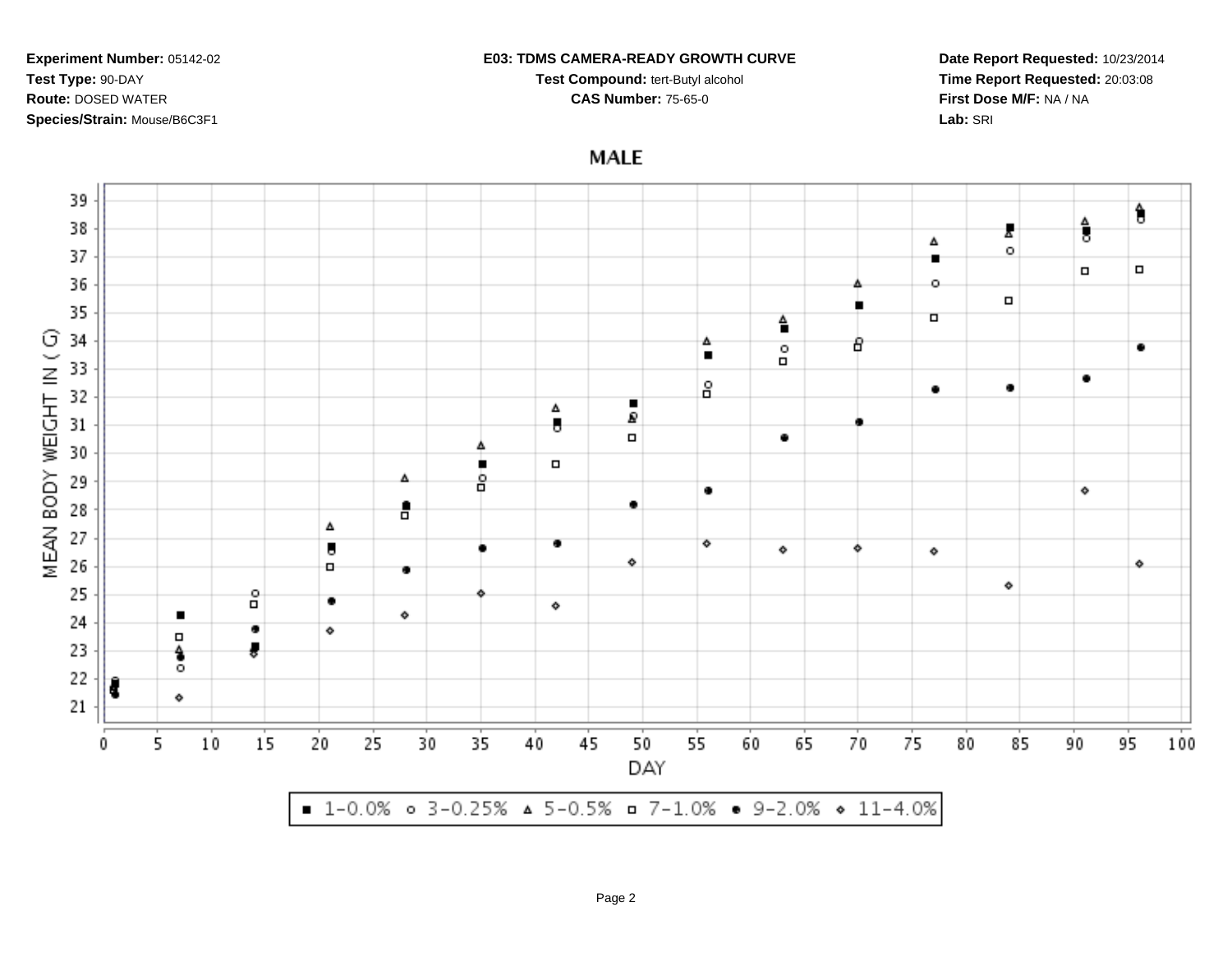**Experiment Number:** 05142-02
**Test Type:** 90-DAY
**Route:** DOSED WATER
**Species/Strain:** Mouse/B6C3F1

**E03: TDMS CAMERA-READY GROWTH CURVE**
**Test Compound:** tert-Butyl alcohol
**CAS Number:** 75-65-0

**Date Report Requested:** 10/23/2014
**Time Report Requested:** 20:03:08
**First Dose M/F:** NA / NA
**Lab:** SRI

MALE

MEAN BODY WEIGHT IN ( G)

DAY

■ 1-0.0% ○ 3-0.25% △ 5-0.5% □ 7-1.0% ● 9-2.0% ◇ 11-4.0%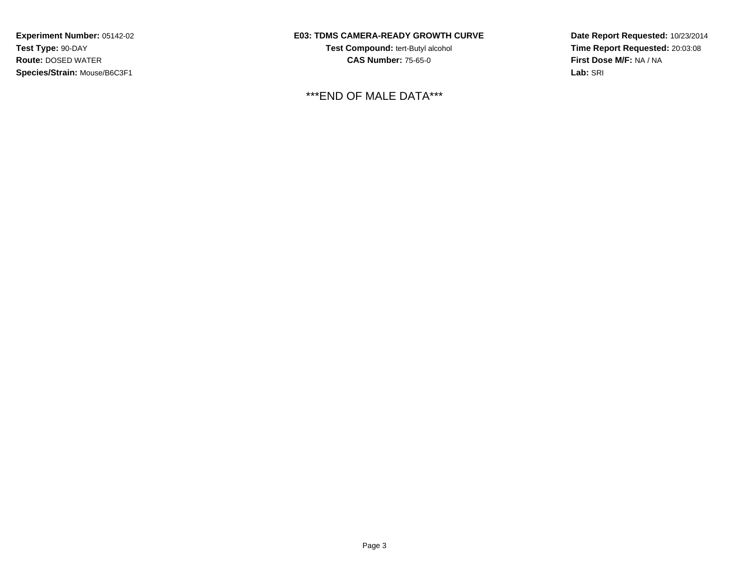**Experiment Number:** 05142-02
**Test Type:** 90-DAY
**Route:** DOSED WATER
**Species/Strain:** Mouse/B6C3F1

**E03: TDMS CAMERA-READY GROWTH CURVE**
**Test Compound:** tert-Butyl alcohol
**CAS Number:** 75-65-0

**Date Report Requested:** 10/23/2014
**Time Report Requested:** 20:03:08
**First Dose M/F:** NA / NA
**Lab:** SRI

***END OF MALE DATA***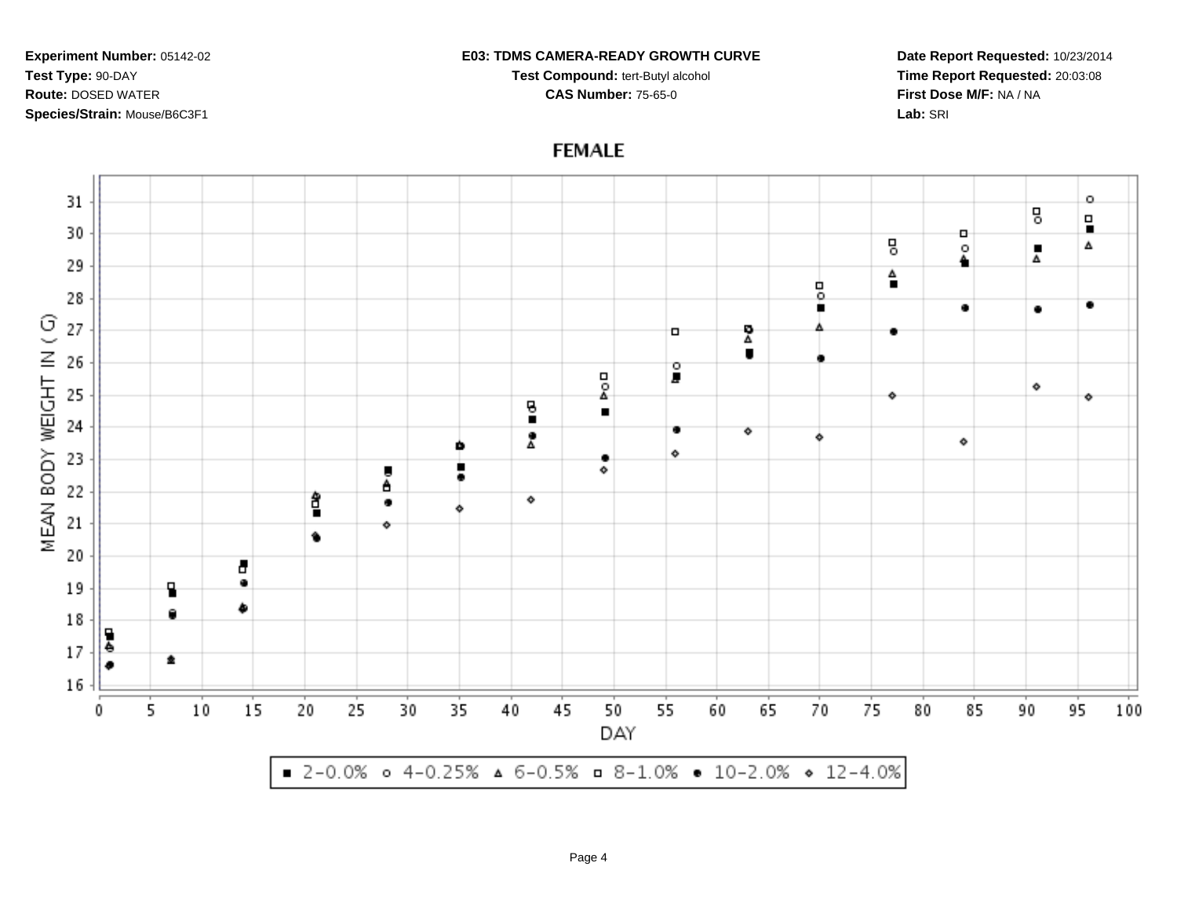**Experiment Number:** 05142-02
**Test Type:** 90-DAY
**Route:** DOSED WATER
**Species/Strain:** Mouse/B6C3F1

**E03: TDMS CAMERA-READY GROWTH CURVE**
**Test Compound:** tert-Butyl alcohol
**CAS Number:** 75-65-0

**Date Report Requested:** 10/23/2014
**Time Report Requested:** 20:03:08
**First Dose M/F:** NA / NA
**Lab:** SRI

FEMALE

MEAN BODY WEIGHT IN ( G)

DAY

■ 2-0.0% ○ 4-0.25% △ 6-0.5% □ 8-1.0% ● 10-2.0% ◇ 12-4.0%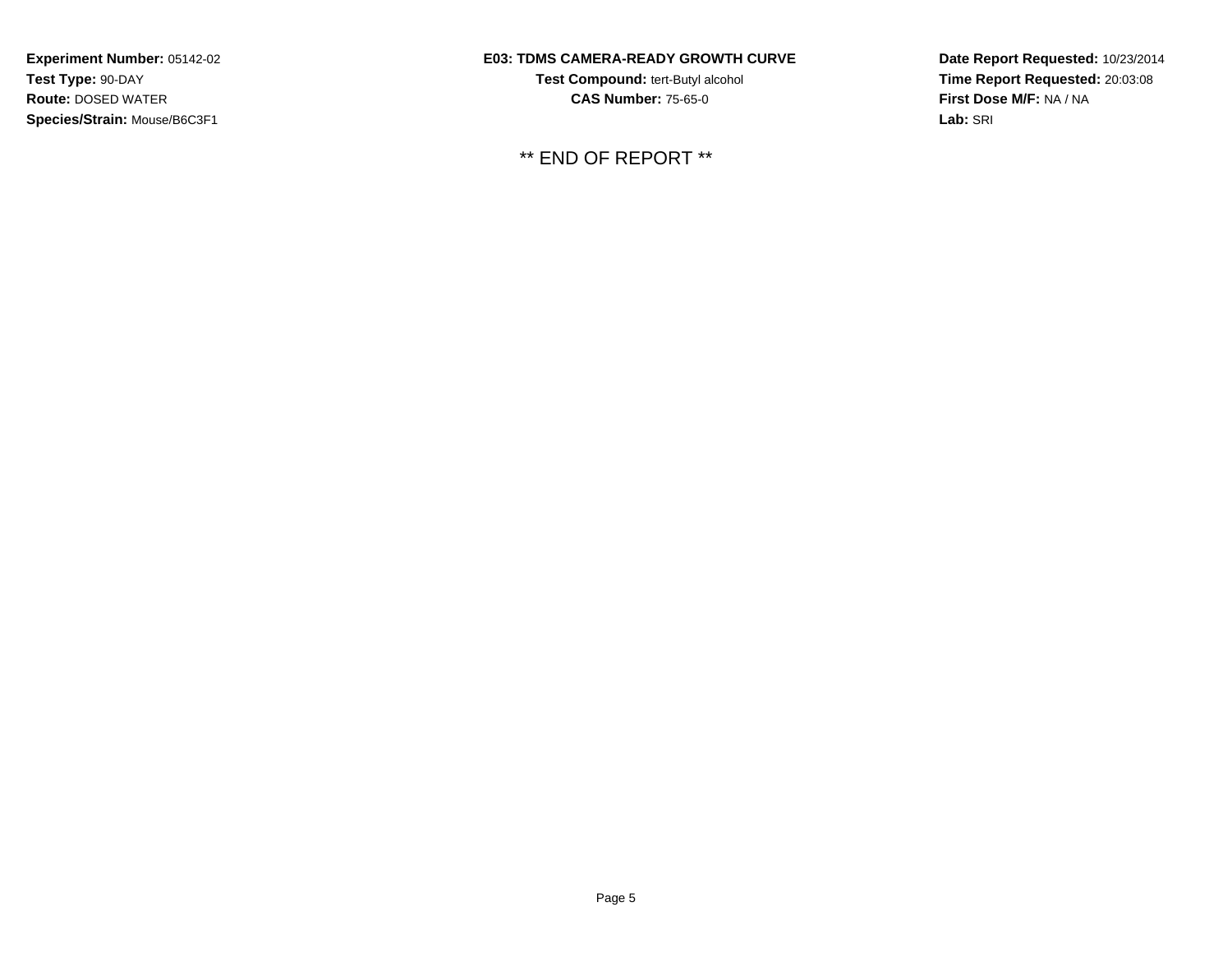**Experiment Number:** 05142-02
**Test Type:** 90-DAY
**Route:** DOSED WATER
**Species/Strain:** Mouse/B6C3F1

**E03: TDMS CAMERA-READY GROWTH CURVE**
**Test Compound:** tert-Butyl alcohol
**CAS Number:** 75-65-0

**Date Report Requested:** 10/23/2014
**Time Report Requested:** 20:03:08
**First Dose M/F:** NA / NA
**Lab:** SRI

** END OF REPORT **